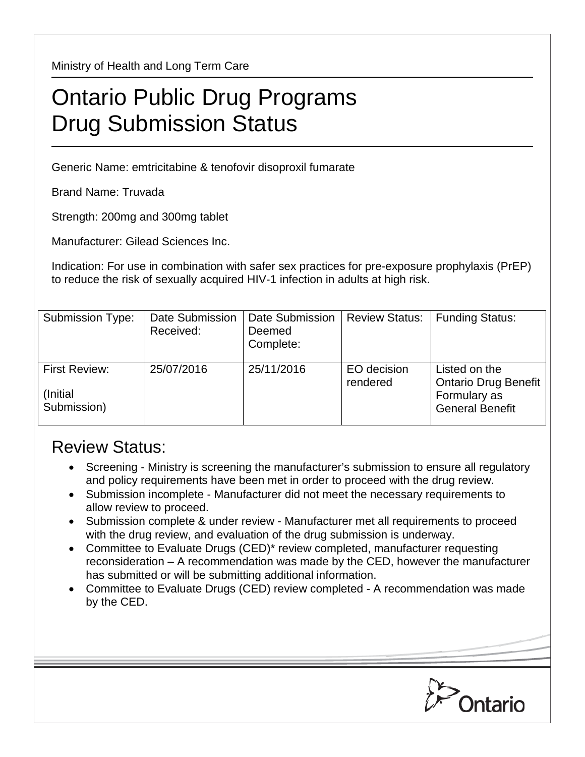Ministry of Health and Long Term Care

# Ontario Public Drug Programs
# Drug Submission Status

Generic Name: emtricitabine & tenofovir disoproxil fumarate

Brand Name: Truvada

Strength: 200mg and 300mg tablet

Manufacturer: Gilead Sciences Inc.

Indication: For use in combination with safer sex practices for pre-exposure prophylaxis (PrEP) to reduce the risk of sexually acquired HIV-1 infection in adults at high risk.

| Submission Type: | Date Submission Received: | Date Submission Deemed Complete: | Review Status: | Funding Status: |
|---|---|---|---|---|
| First Review: (Initial Submission) | 25/07/2016 | 25/11/2016 | EO decision rendered | Listed on the Ontario Drug Benefit Formulary as General Benefit |

## Review Status:

- Screening - Ministry is screening the manufacturer's submission to ensure all regulatory and policy requirements have been met in order to proceed with the drug review.
- Submission incomplete - Manufacturer did not meet the necessary requirements to allow review to proceed.
- Submission complete & under review - Manufacturer met all requirements to proceed with the drug review, and evaluation of the drug submission is underway.
- Committee to Evaluate Drugs (CED)* review completed, manufacturer requesting reconsideration – A recommendation was made by the CED, however the manufacturer has submitted or will be submitting additional information.
- Committee to Evaluate Drugs (CED) review completed - A recommendation was made by the CED.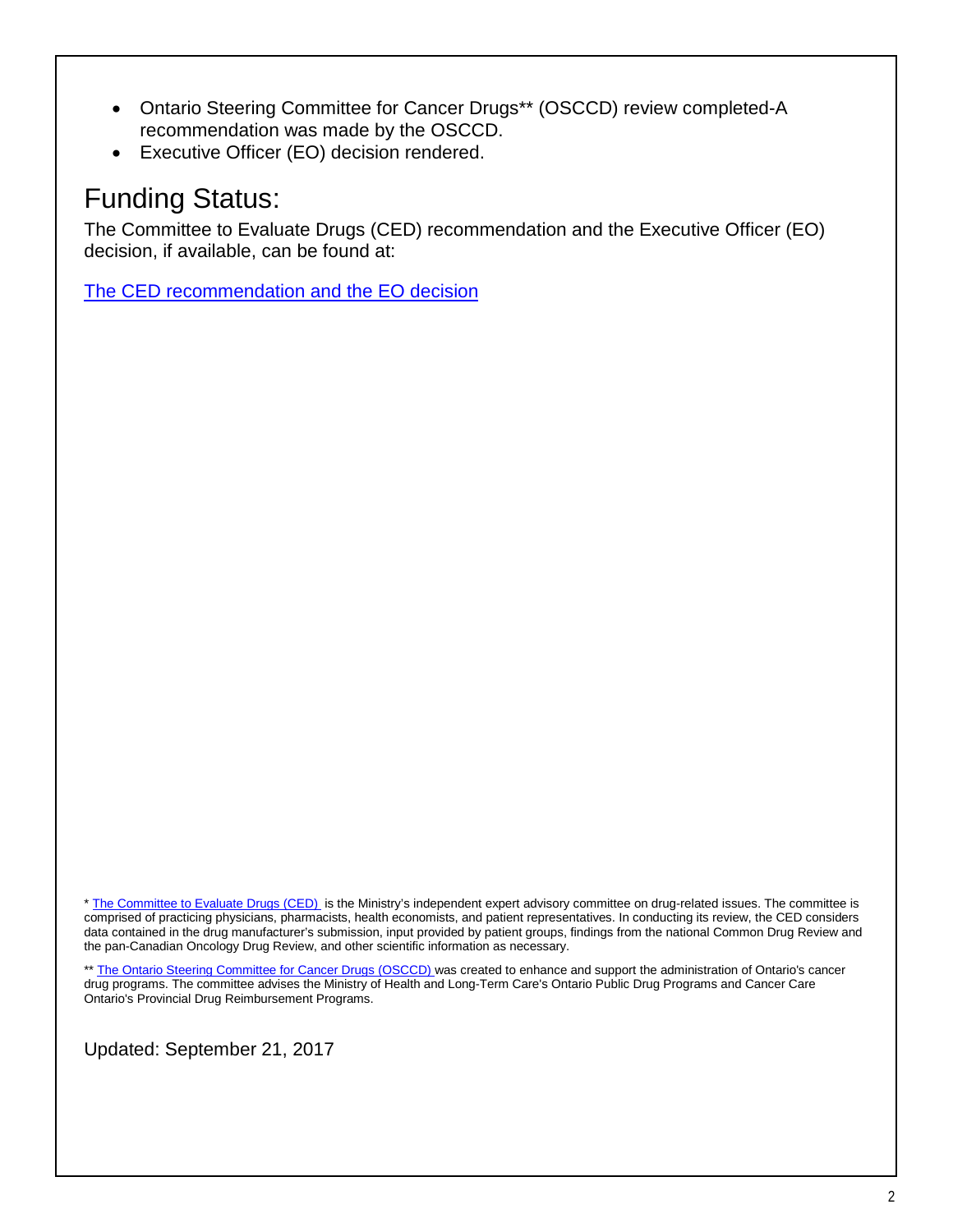- Ontario Steering Committee for Cancer Drugs** (OSCCD) review completed-A recommendation was made by the OSCCD.
- Executive Officer (EO) decision rendered.

# Funding Status:

The Committee to Evaluate Drugs (CED) recommendation and the Executive Officer (EO) decision, if available, can be found at:

The CED recommendation and the EO decision

* The Committee to Evaluate Drugs (CED) is the Ministry's independent expert advisory committee on drug-related issues. The committee is comprised of practicing physicians, pharmacists, health economists, and patient representatives. In conducting its review, the CED considers data contained in the drug manufacturer's submission, input provided by patient groups, findings from the national Common Drug Review and the pan-Canadian Oncology Drug Review, and other scientific information as necessary.

** The Ontario Steering Committee for Cancer Drugs (OSCCD) was created to enhance and support the administration of Ontario's cancer drug programs. The committee advises the Ministry of Health and Long-Term Care's Ontario Public Drug Programs and Cancer Care Ontario's Provincial Drug Reimbursement Programs.

Updated: September 21, 2017